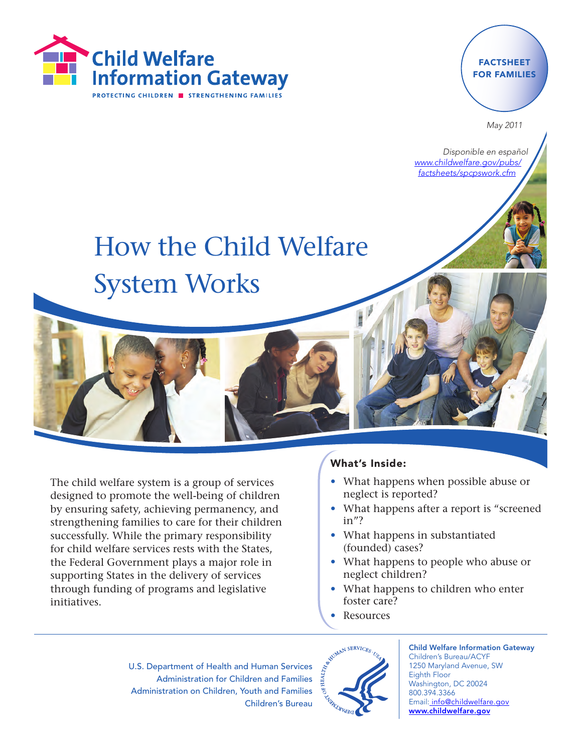Child Welfare Information Gateway

PROTECTING CHILDREN ■ STRENGTHENING FAMILIES

FACTSHEET FOR FAMILIES

*May 2011*

*Disponible en español*
*www.childwelfare.gov/pubs/factsheets/spcpswork.cfm*

# How the Child Welfare System Works

The child welfare system is a group of services designed to promote the well-being of children by ensuring safety, achieving permanency, and strengthening families to care for their children successfully. While the primary responsibility for child welfare services rests with the States, the Federal Government plays a major role in supporting States in the delivery of services through funding of programs and legislative initiatives.

## What's Inside:

- What happens when possible abuse or neglect is reported?
- What happens after a report is "screened in"?
- What happens in substantiated (founded) cases?
- What happens to people who abuse or neglect children?
- What happens to children who enter foster care?
- Resources

U.S. Department of Health and Human Services
Administration for Children and Families
Administration on Children, Youth and Families
Children's Bureau

**Child Welfare Information Gateway**
Children's Bureau/ACYF
1250 Maryland Avenue, SW
Eighth Floor
Washington, DC 20024
800.394.3366
Email: info@childwelfare.gov
**www.childwelfare.gov**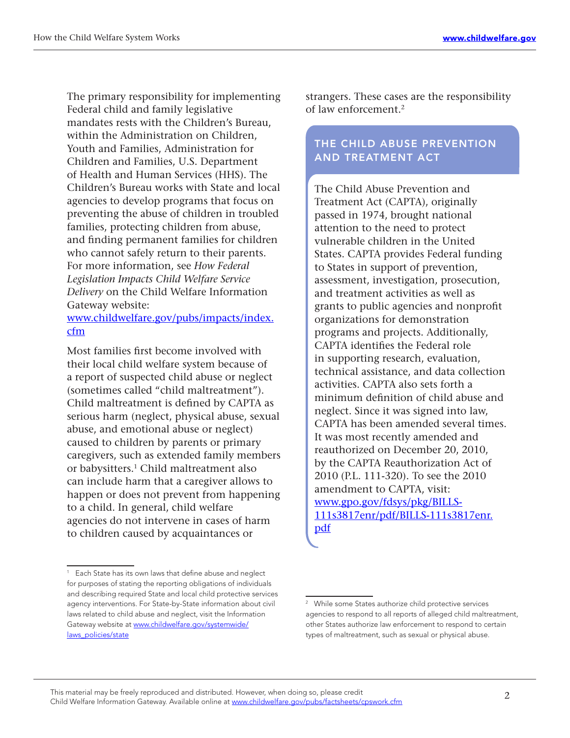The primary responsibility for implementing Federal child and family legislative mandates rests with the Children's Bureau, within the Administration on Children, Youth and Families, Administration for Children and Families, U.S. Department of Health and Human Services (HHS). The Children's Bureau works with State and local agencies to develop programs that focus on preventing the abuse of children in troubled families, protecting children from abuse, and finding permanent families for children who cannot safely return to their parents. For more information, see *How Federal Legislation Impacts Child Welfare Service Delivery* on the Child Welfare Information Gateway website: [www.childwelfare.gov/pubs/impacts/index.cfm](www.childwelfare.gov/pubs/impacts/index.cfm)

Most families first become involved with their local child welfare system because of a report of suspected child abuse or neglect (sometimes called "child maltreatment"). Child maltreatment is defined by CAPTA as serious harm (neglect, physical abuse, sexual abuse, and emotional abuse or neglect) caused to children by parents or primary caregivers, such as extended family members or babysitters.[1] Child maltreatment also can include harm that a caregiver allows to happen or does not prevent from happening to a child. In general, child welfare agencies do not intervene in cases of harm to children caused by acquaintances or strangers. These cases are the responsibility of law enforcement.[2]

## THE CHILD ABUSE PREVENTION AND TREATMENT ACT

The Child Abuse Prevention and Treatment Act (CAPTA), originally passed in 1974, brought national attention to the need to protect vulnerable children in the United States. CAPTA provides Federal funding to States in support of prevention, assessment, investigation, prosecution, and treatment activities as well as grants to public agencies and nonprofit organizations for demonstration programs and projects. Additionally, CAPTA identifies the Federal role in supporting research, evaluation, technical assistance, and data collection activities. CAPTA also sets forth a minimum definition of child abuse and neglect. Since it was signed into law, CAPTA has been amended several times. It was most recently amended and reauthorized on December 20, 2010, by the CAPTA Reauthorization Act of 2010 (P.L. 111-320). To see the 2010 amendment to CAPTA, visit: [www.gpo.gov/fdsys/pkg/BILLS-111s3817enr/pdf/BILLS-111s3817enr.pdf](www.gpo.gov/fdsys/pkg/BILLS-111s3817enr/pdf/BILLS-111s3817enr.pdf)

---

[1] Each State has its own laws that define abuse and neglect for purposes of stating the reporting obligations of individuals and describing required State and local child protective services agency interventions. For State-by-State information about civil laws related to child abuse and neglect, visit the Information Gateway website at [www.childwelfare.gov/systemwide/laws_policies/state](www.childwelfare.gov/systemwide/laws_policies/state)

[2] While some States authorize child protective services agencies to respond to all reports of alleged child maltreatment, other States authorize law enforcement to respond to certain types of maltreatment, such as sexual or physical abuse.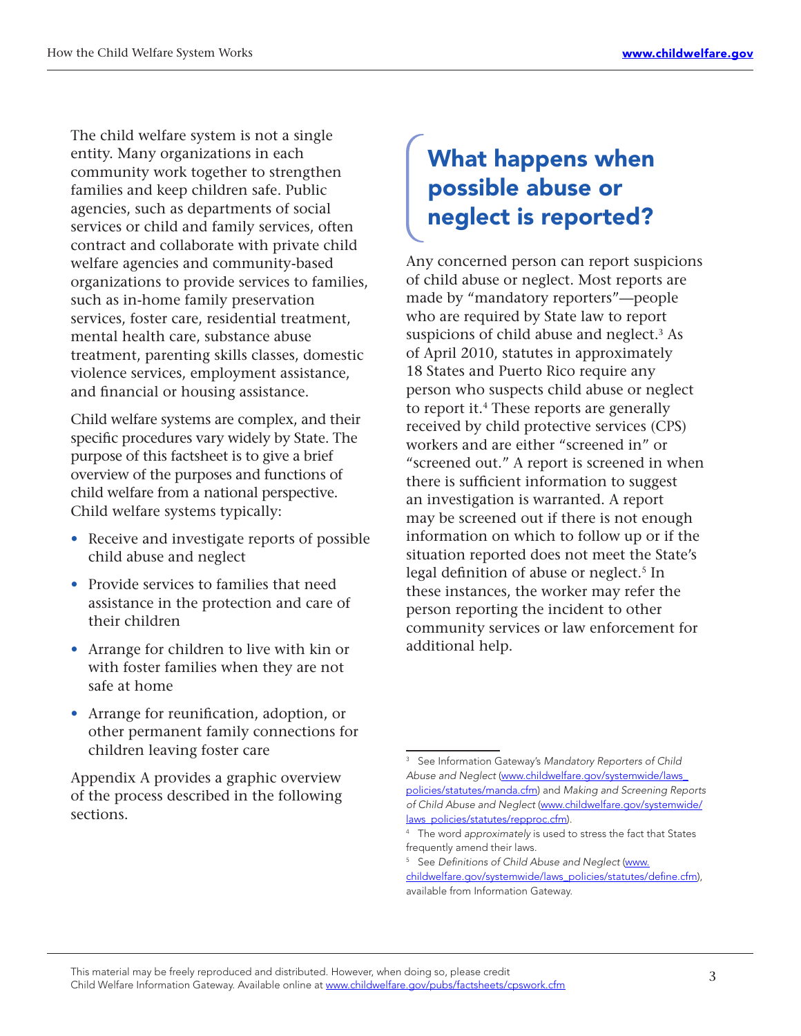The child welfare system is not a single entity. Many organizations in each community work together to strengthen families and keep children safe. Public agencies, such as departments of social services or child and family services, often contract and collaborate with private child welfare agencies and community-based organizations to provide services to families, such as in-home family preservation services, foster care, residential treatment, mental health care, substance abuse treatment, parenting skills classes, domestic violence services, employment assistance, and financial or housing assistance.

Child welfare systems are complex, and their specific procedures vary widely by State. The purpose of this factsheet is to give a brief overview of the purposes and functions of child welfare from a national perspective. Child welfare systems typically:

- Receive and investigate reports of possible child abuse and neglect
- Provide services to families that need assistance in the protection and care of their children
- Arrange for children to live with kin or with foster families when they are not safe at home
- Arrange for reunification, adoption, or other permanent family connections for children leaving foster care

Appendix A provides a graphic overview of the process described in the following sections.

## What happens when possible abuse or neglect is reported?

Any concerned person can report suspicions of child abuse or neglect. Most reports are made by "mandatory reporters"—people who are required by State law to report suspicions of child abuse and neglect.[3] As of April 2010, statutes in approximately 18 States and Puerto Rico require any person who suspects child abuse or neglect to report it.[4] These reports are generally received by child protective services (CPS) workers and are either "screened in" or "screened out." A report is screened in when there is sufficient information to suggest an investigation is warranted. A report may be screened out if there is not enough information on which to follow up or if the situation reported does not meet the State's legal definition of abuse or neglect.[5] In these instances, the worker may refer the person reporting the incident to other community services or law enforcement for additional help.

---

[3] See Information Gateway's *Mandatory Reporters of Child Abuse and Neglect* (www.childwelfare.gov/systemwide/laws_policies/statutes/manda.cfm) and *Making and Screening Reports of Child Abuse and Neglect* (www.childwelfare.gov/systemwide/laws_policies/statutes/repproc.cfm).

[4] The word *approximately* is used to stress the fact that States frequently amend their laws.

[5] See *Definitions of Child Abuse and Neglect* (www.childwelfare.gov/systemwide/laws_policies/statutes/define.cfm), available from Information Gateway.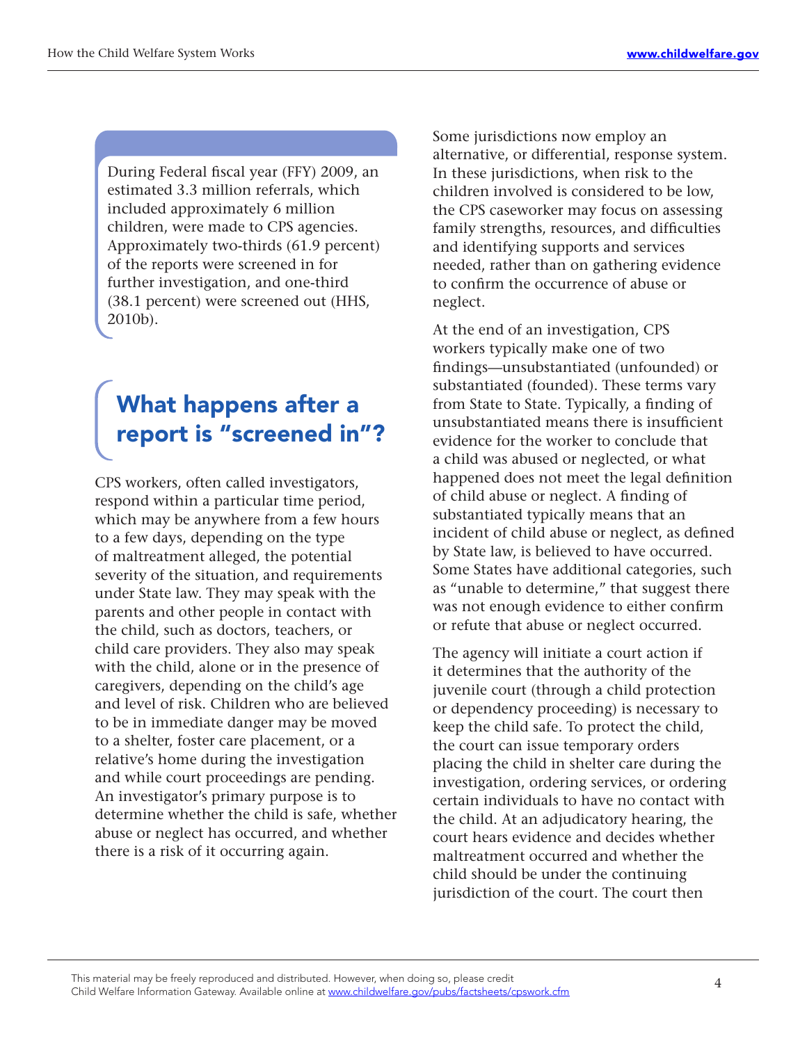During Federal fiscal year (FFY) 2009, an estimated 3.3 million referrals, which included approximately 6 million children, were made to CPS agencies. Approximately two-thirds (61.9 percent) of the reports were screened in for further investigation, and one-third (38.1 percent) were screened out (HHS, 2010b).

## What happens after a report is "screened in"?

CPS workers, often called investigators, respond within a particular time period, which may be anywhere from a few hours to a few days, depending on the type of maltreatment alleged, the potential severity of the situation, and requirements under State law. They may speak with the parents and other people in contact with the child, such as doctors, teachers, or child care providers. They also may speak with the child, alone or in the presence of caregivers, depending on the child's age and level of risk. Children who are believed to be in immediate danger may be moved to a shelter, foster care placement, or a relative's home during the investigation and while court proceedings are pending. An investigator's primary purpose is to determine whether the child is safe, whether abuse or neglect has occurred, and whether there is a risk of it occurring again.

Some jurisdictions now employ an alternative, or differential, response system. In these jurisdictions, when risk to the children involved is considered to be low, the CPS caseworker may focus on assessing family strengths, resources, and difficulties and identifying supports and services needed, rather than on gathering evidence to confirm the occurrence of abuse or neglect.

At the end of an investigation, CPS workers typically make one of two findings—unsubstantiated (unfounded) or substantiated (founded). These terms vary from State to State. Typically, a finding of unsubstantiated means there is insufficient evidence for the worker to conclude that a child was abused or neglected, or what happened does not meet the legal definition of child abuse or neglect. A finding of substantiated typically means that an incident of child abuse or neglect, as defined by State law, is believed to have occurred. Some States have additional categories, such as "unable to determine," that suggest there was not enough evidence to either confirm or refute that abuse or neglect occurred.

The agency will initiate a court action if it determines that the authority of the juvenile court (through a child protection or dependency proceeding) is necessary to keep the child safe. To protect the child, the court can issue temporary orders placing the child in shelter care during the investigation, ordering services, or ordering certain individuals to have no contact with the child. At an adjudicatory hearing, the court hears evidence and decides whether maltreatment occurred and whether the child should be under the continuing jurisdiction of the court. The court then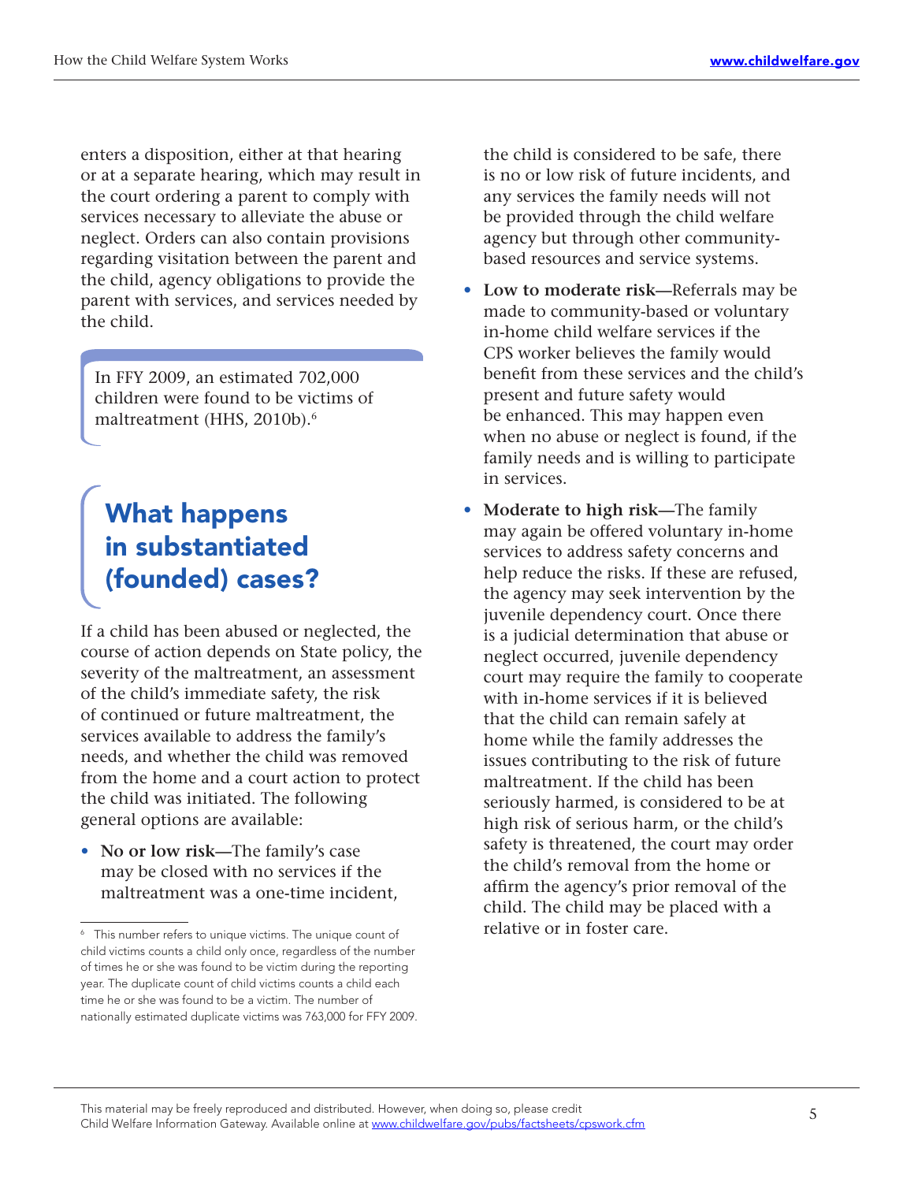enters a disposition, either at that hearing or at a separate hearing, which may result in the court ordering a parent to comply with services necessary to alleviate the abuse or neglect. Orders can also contain provisions regarding visitation between the parent and the child, agency obligations to provide the parent with services, and services needed by the child.

In FFY 2009, an estimated 702,000 children were found to be victims of maltreatment (HHS, 2010b).[6]

## What happens in substantiated (founded) cases?

If a child has been abused or neglected, the course of action depends on State policy, the severity of the maltreatment, an assessment of the child's immediate safety, the risk of continued or future maltreatment, the services available to address the family's needs, and whether the child was removed from the home and a court action to protect the child was initiated. The following general options are available:

- **No or low risk—**The family's case may be closed with no services if the maltreatment was a one-time incident, the child is considered to be safe, there is no or low risk of future incidents, and any services the family needs will not be provided through the child welfare agency but through other community-based resources and service systems.
- **Low to moderate risk—**Referrals may be made to community-based or voluntary in-home child welfare services if the CPS worker believes the family would benefit from these services and the child's present and future safety would be enhanced. This may happen even when no abuse or neglect is found, if the family needs and is willing to participate in services.
- **Moderate to high risk—**The family may again be offered voluntary in-home services to address safety concerns and help reduce the risks. If these are refused, the agency may seek intervention by the juvenile dependency court. Once there is a judicial determination that abuse or neglect occurred, juvenile dependency court may require the family to cooperate with in-home services if it is believed that the child can remain safely at home while the family addresses the issues contributing to the risk of future maltreatment. If the child has been seriously harmed, is considered to be at high risk of serious harm, or the child's safety is threatened, the court may order the child's removal from the home or affirm the agency's prior removal of the child. The child may be placed with a relative or in foster care.

[6] This number refers to unique victims. The unique count of child victims counts a child only once, regardless of the number of times he or she was found to be victim during the reporting year. The duplicate count of child victims counts a child each time he or she was found to be a victim. The number of nationally estimated duplicate victims was 763,000 for FFY 2009.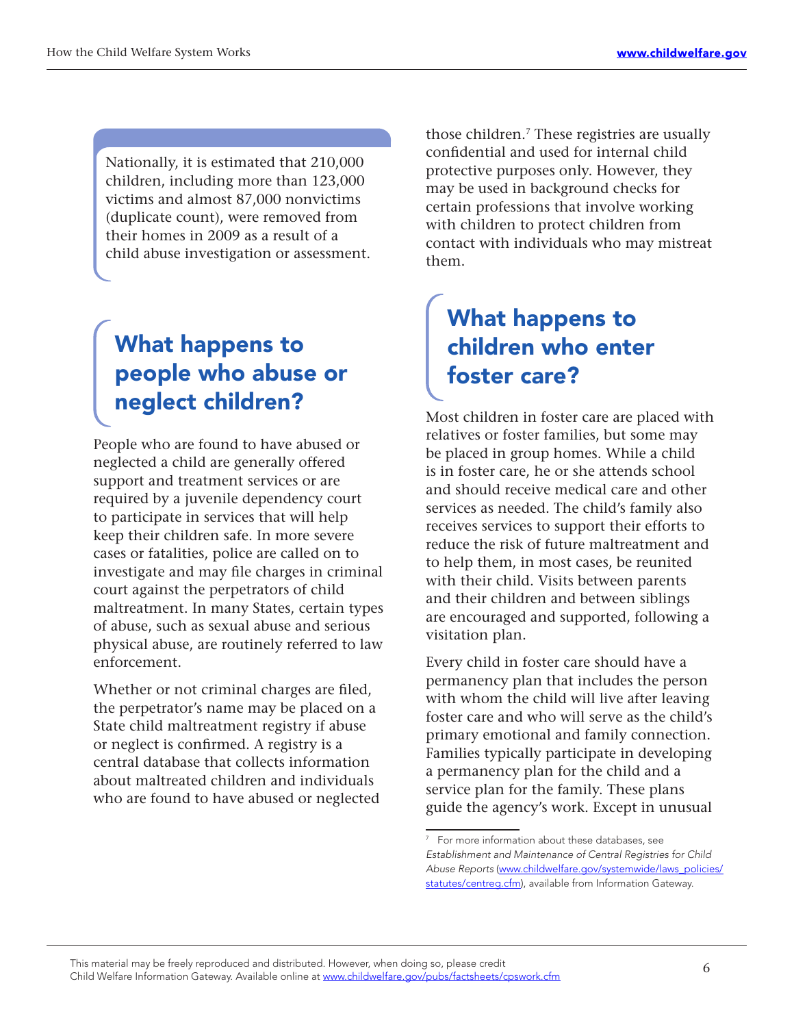Nationally, it is estimated that 210,000 children, including more than 123,000 victims and almost 87,000 nonvictims (duplicate count), were removed from their homes in 2009 as a result of a child abuse investigation or assessment.

## What happens to people who abuse or neglect children?

People who are found to have abused or neglected a child are generally offered support and treatment services or are required by a juvenile dependency court to participate in services that will help keep their children safe. In more severe cases or fatalities, police are called on to investigate and may file charges in criminal court against the perpetrators of child maltreatment. In many States, certain types of abuse, such as sexual abuse and serious physical abuse, are routinely referred to law enforcement.

Whether or not criminal charges are filed, the perpetrator's name may be placed on a State child maltreatment registry if abuse or neglect is confirmed. A registry is a central database that collects information about maltreated children and individuals who are found to have abused or neglected those children.[7] These registries are usually confidential and used for internal child protective purposes only. However, they may be used in background checks for certain professions that involve working with children to protect children from contact with individuals who may mistreat them.

## What happens to children who enter foster care?

Most children in foster care are placed with relatives or foster families, but some may be placed in group homes. While a child is in foster care, he or she attends school and should receive medical care and other services as needed. The child's family also receives services to support their efforts to reduce the risk of future maltreatment and to help them, in most cases, be reunited with their child. Visits between parents and their children and between siblings are encouraged and supported, following a visitation plan.

Every child in foster care should have a permanency plan that includes the person with whom the child will live after leaving foster care and who will serve as the child's primary emotional and family connection. Families typically participate in developing a permanency plan for the child and a service plan for the family. These plans guide the agency's work. Except in unusual

[7] For more information about these databases, see *Establishment and Maintenance of Central Registries for Child Abuse Reports* (www.childwelfare.gov/systemwide/laws_policies/statutes/centreg.cfm), available from Information Gateway.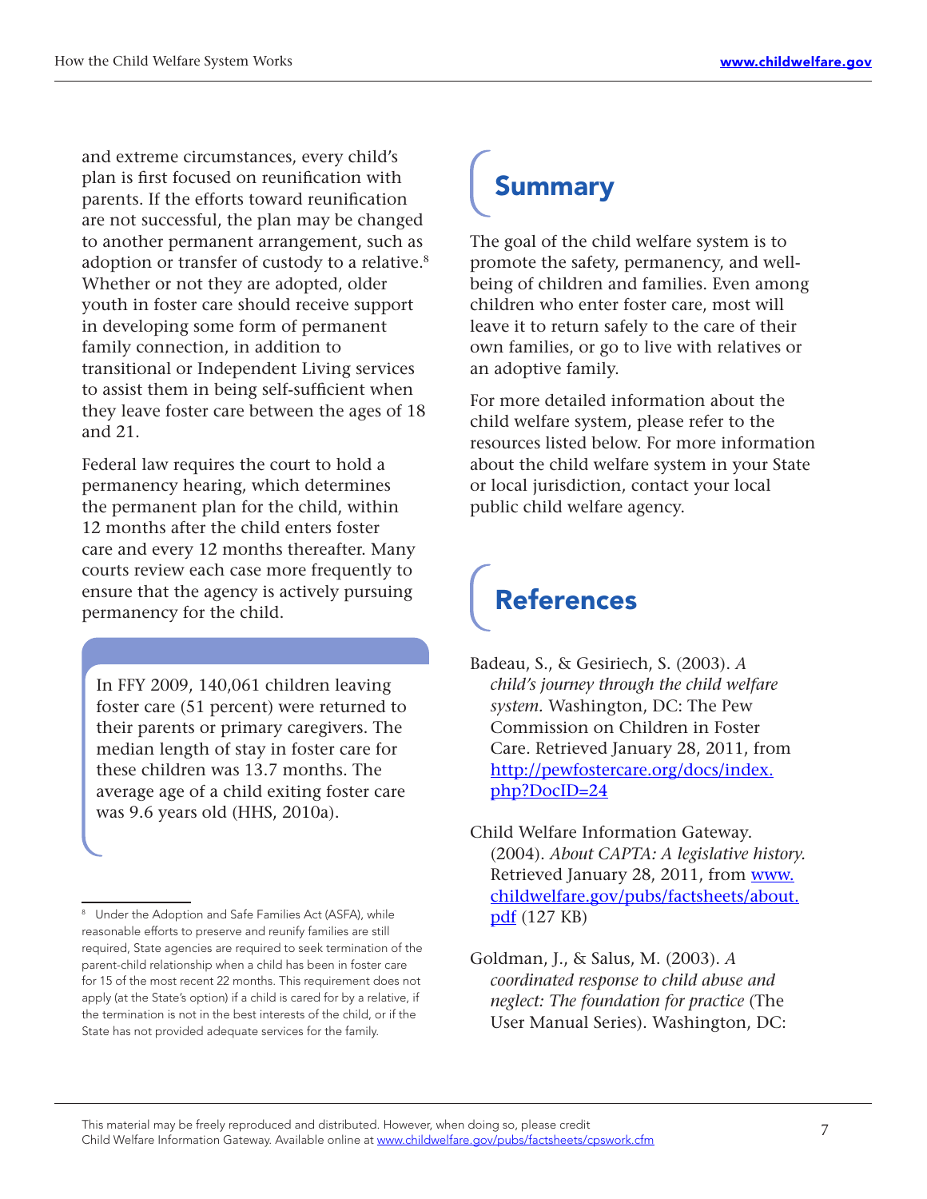and extreme circumstances, every child's plan is first focused on reunification with parents. If the efforts toward reunification are not successful, the plan may be changed to another permanent arrangement, such as adoption or transfer of custody to a relative.[8] Whether or not they are adopted, older youth in foster care should receive support in developing some form of permanent family connection, in addition to transitional or Independent Living services to assist them in being self-sufficient when they leave foster care between the ages of 18 and 21.

Federal law requires the court to hold a permanency hearing, which determines the permanent plan for the child, within 12 months after the child enters foster care and every 12 months thereafter. Many courts review each case more frequently to ensure that the agency is actively pursuing permanency for the child.

> In FFY 2009, 140,061 children leaving foster care (51 percent) were returned to their parents or primary caregivers. The median length of stay in foster care for these children was 13.7 months. The average age of a child exiting foster care was 9.6 years old (HHS, 2010a).

[8] Under the Adoption and Safe Families Act (ASFA), while reasonable efforts to preserve and reunify families are still required, State agencies are required to seek termination of the parent-child relationship when a child has been in foster care for 15 of the most recent 22 months. This requirement does not apply (at the State's option) if a child is cared for by a relative, if the termination is not in the best interests of the child, or if the State has not provided adequate services for the family.

## Summary

The goal of the child welfare system is to promote the safety, permanency, and well-being of children and families. Even among children who enter foster care, most will leave it to return safely to the care of their own families, or go to live with relatives or an adoptive family.

For more detailed information about the child welfare system, please refer to the resources listed below. For more information about the child welfare system in your State or local jurisdiction, contact your local public child welfare agency.

## References

Badeau, S., & Gesiriech, S. (2003). *A child's journey through the child welfare system.* Washington, DC: The Pew Commission on Children in Foster Care. Retrieved January 28, 2011, from http://pewfostercare.org/docs/index.php?DocID=24

Child Welfare Information Gateway. (2004). *About CAPTA: A legislative history.* Retrieved January 28, 2011, from www.childwelfare.gov/pubs/factsheets/about.pdf (127 KB)

Goldman, J., & Salus, M. (2003). *A coordinated response to child abuse and neglect: The foundation for practice* (The User Manual Series). Washington, DC: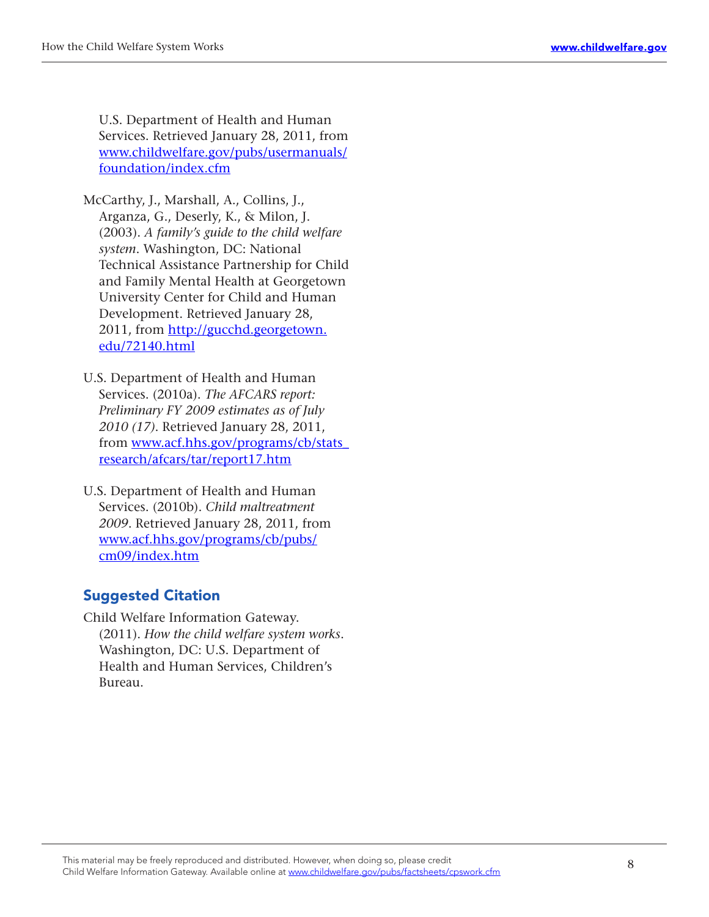U.S. Department of Health and Human Services. Retrieved January 28, 2011, from [www.childwelfare.gov/pubs/usermanuals/foundation/index.cfm](www.childwelfare.gov/pubs/usermanuals/foundation/index.cfm)

McCarthy, J., Marshall, A., Collins, J., Arganza, G., Deserly, K., & Milon, J. (2003). *A family's guide to the child welfare system*. Washington, DC: National Technical Assistance Partnership for Child and Family Mental Health at Georgetown University Center for Child and Human Development. Retrieved January 28, 2011, from [http://gucchd.georgetown.edu/72140.html](http://gucchd.georgetown.edu/72140.html)

U.S. Department of Health and Human Services. (2010a). *The AFCARS report: Preliminary FY 2009 estimates as of July 2010 (17)*. Retrieved January 28, 2011, from [www.acf.hhs.gov/programs/cb/stats_research/afcars/tar/report17.htm](www.acf.hhs.gov/programs/cb/stats_research/afcars/tar/report17.htm)

U.S. Department of Health and Human Services. (2010b). *Child maltreatment 2009*. Retrieved January 28, 2011, from [www.acf.hhs.gov/programs/cb/pubs/cm09/index.htm](www.acf.hhs.gov/programs/cb/pubs/cm09/index.htm)

## Suggested Citation

Child Welfare Information Gateway. (2011). *How the child welfare system works*. Washington, DC: U.S. Department of Health and Human Services, Children's Bureau.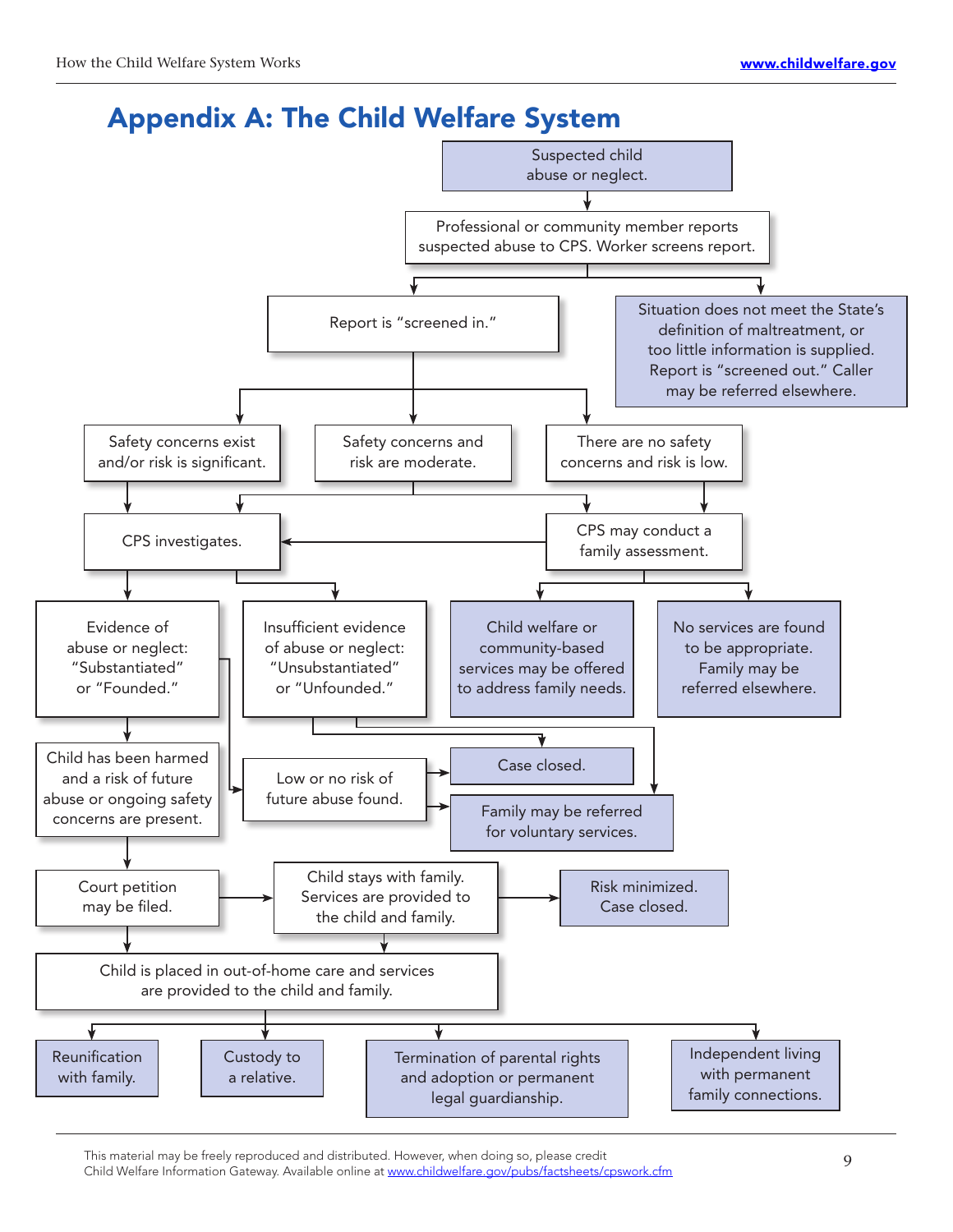# Appendix A: The Child Welfare System

Suspected child abuse or neglect.

Professional or community member reports suspected abuse to CPS. Worker screens report.

Report is "screened in."

Situation does not meet the State's definition of maltreatment, or too little information is supplied. Report is "screened out." Caller may be referred elsewhere.

Safety concerns exist and/or risk is significant.

Safety concerns and risk are moderate.

There are no safety concerns and risk is low.

CPS investigates.

CPS may conduct a family assessment.

Evidence of abuse or neglect: "Substantiated" or "Founded."

Insufficient evidence of abuse or neglect: "Unsubstantiated" or "Unfounded."

Child welfare or community-based services may be offered to address family needs.

No services are found to be appropriate. Family may be referred elsewhere.

Child has been harmed and a risk of future abuse or ongoing safety concerns are present.

Low or no risk of future abuse found.

Case closed.

Family may be referred for voluntary services.

Court petition may be filed.

Child stays with family. Services are provided to the child and family.

Risk minimized. Case closed.

Child is placed in out-of-home care and services are provided to the child and family.

Reunification with family.

Custody to a relative.

Termination of parental rights and adoption or permanent legal guardianship.

Independent living with permanent family connections.

This material may be freely reproduced and distributed. However, when doing so, please credit Child Welfare Information Gateway. Available online at www.childwelfare.gov/pubs/factsheets/cpswork.cfm